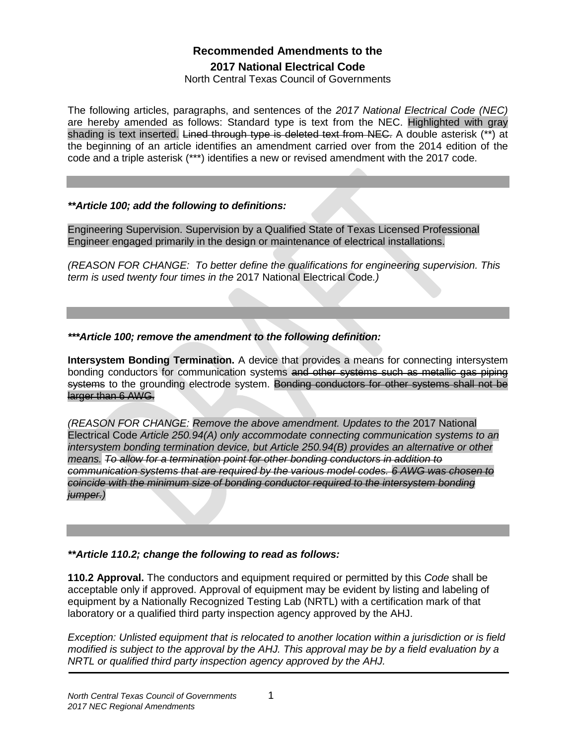# Recommended Amendments to the

## 2017 National Electrical Code

North Central Texas Council of Governments

The following articles, paragraphs, and sentences of the *2017 National Electrical Code (NEC)* are hereby amended as follows: Standard type is text from the NEC. Highlighted with gray shading is text inserted. ~~Lined through type is deleted text from NEC.~~ A double asterisk (**) at the beginning of an article identifies an amendment carried over from the 2014 edition of the code and a triple asterisk (***) identifies a new or revised amendment with the 2017 code.

---

***\*\*Article 100; add the following to definitions:***

Engineering Supervision. Supervision by a Qualified State of Texas Licensed Professional Engineer engaged primarily in the design or maintenance of electrical installations.

*(REASON FOR CHANGE: To better define the qualifications for engineering supervision. This term is used twenty four times in the* 2017 National Electrical Code*.)*

---

***\*\*\*Article 100; remove the amendment to the following definition:***

**Intersystem Bonding Termination.** A device that provides a means for connecting intersystem bonding conductors for communication systems ~~and other systems such as metallic gas piping systems~~ to the grounding electrode system. ~~Bonding conductors for other systems shall not be larger than 6 AWG.~~

*(REASON FOR CHANGE: Remove the above amendment. Updates to the* 2017 National Electrical Code *Article 250.94(A) only accommodate connecting communication systems to an intersystem bonding termination device, but Article 250.94(B) provides an alternative or other means. ~~To allow for a termination point for other bonding conductors in addition to communication systems that are required by the various model codes. 6 AWG was chosen to coincide with the minimum size of bonding conductor required to the intersystem bonding jumper.)~~*

---

***\*\*Article 110.2; change the following to read as follows:***

**110.2 Approval.** The conductors and equipment required or permitted by this *Code* shall be acceptable only if approved. Approval of equipment may be evident by listing and labeling of equipment by a Nationally Recognized Testing Lab (NRTL) with a certification mark of that laboratory or a qualified third party inspection agency approved by the AHJ.

*Exception: Unlisted equipment that is relocated to another location within a jurisdiction or is field modified is subject to the approval by the AHJ. This approval may be by a field evaluation by a NRTL or qualified third party inspection agency approved by the AHJ.*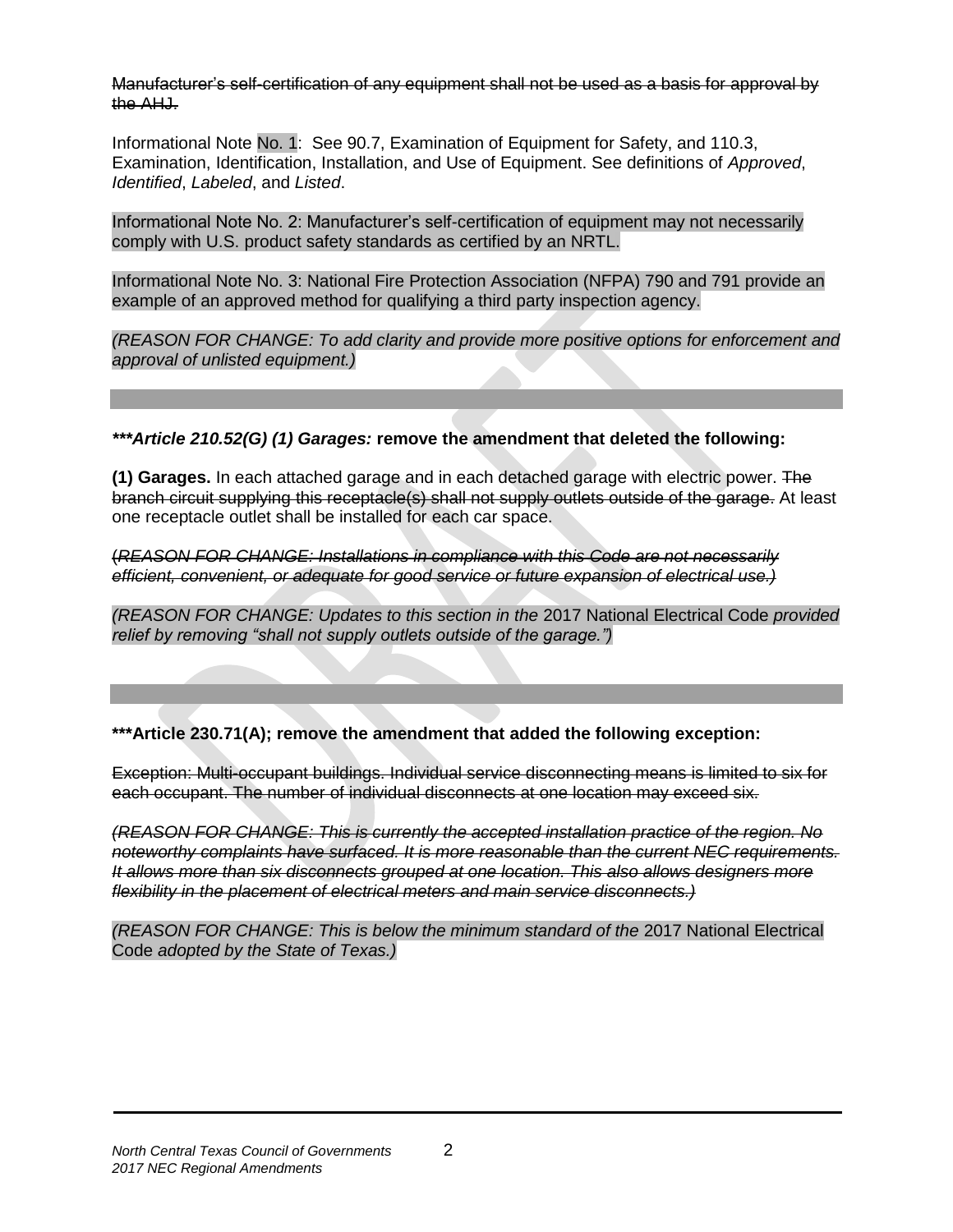~~Manufacturer's self-certification of any equipment shall not be used as a basis for approval by the AHJ.~~

Informational Note No. 1: See 90.7, Examination of Equipment for Safety, and 110.3, Examination, Identification, Installation, and Use of Equipment. See definitions of *Approved*, *Identified*, *Labeled*, and *Listed*.

Informational Note No. 2: Manufacturer's self-certification of equipment may not necessarily comply with U.S. product safety standards as certified by an NRTL.

Informational Note No. 3: National Fire Protection Association (NFPA) 790 and 791 provide an example of an approved method for qualifying a third party inspection agency.

*(REASON FOR CHANGE: To add clarity and provide more positive options for enforcement and approval of unlisted equipment.)*

---

***\*\*\*Article 210.52(G) (1) Garages:* remove the amendment that deleted the following:**

**(1) Garages.** In each attached garage and in each detached garage with electric power. ~~The branch circuit supplying this receptacle(s) shall not supply outlets outside of the garage.~~ At least one receptacle outlet shall be installed for each car space.

~~*(REASON FOR CHANGE: Installations in compliance with this Code are not necessarily efficient, convenient, or adequate for good service or future expansion of electrical use.)*~~

*(REASON FOR CHANGE: Updates to this section in the* 2017 National Electrical Code *provided relief by removing "shall not supply outlets outside of the garage.")*

---

**\*\*\*Article 230.71(A); remove the amendment that added the following exception:**

~~Exception: Multi-occupant buildings. Individual service disconnecting means is limited to six for each occupant. The number of individual disconnects at one location may exceed six.~~

~~*(REASON FOR CHANGE: This is currently the accepted installation practice of the region. No noteworthy complaints have surfaced. It is more reasonable than the current NEC requirements. It allows more than six disconnects grouped at one location. This also allows designers more flexibility in the placement of electrical meters and main service disconnects.)*~~

*(REASON FOR CHANGE: This is below the minimum standard of the* 2017 National Electrical Code *adopted by the State of Texas.)*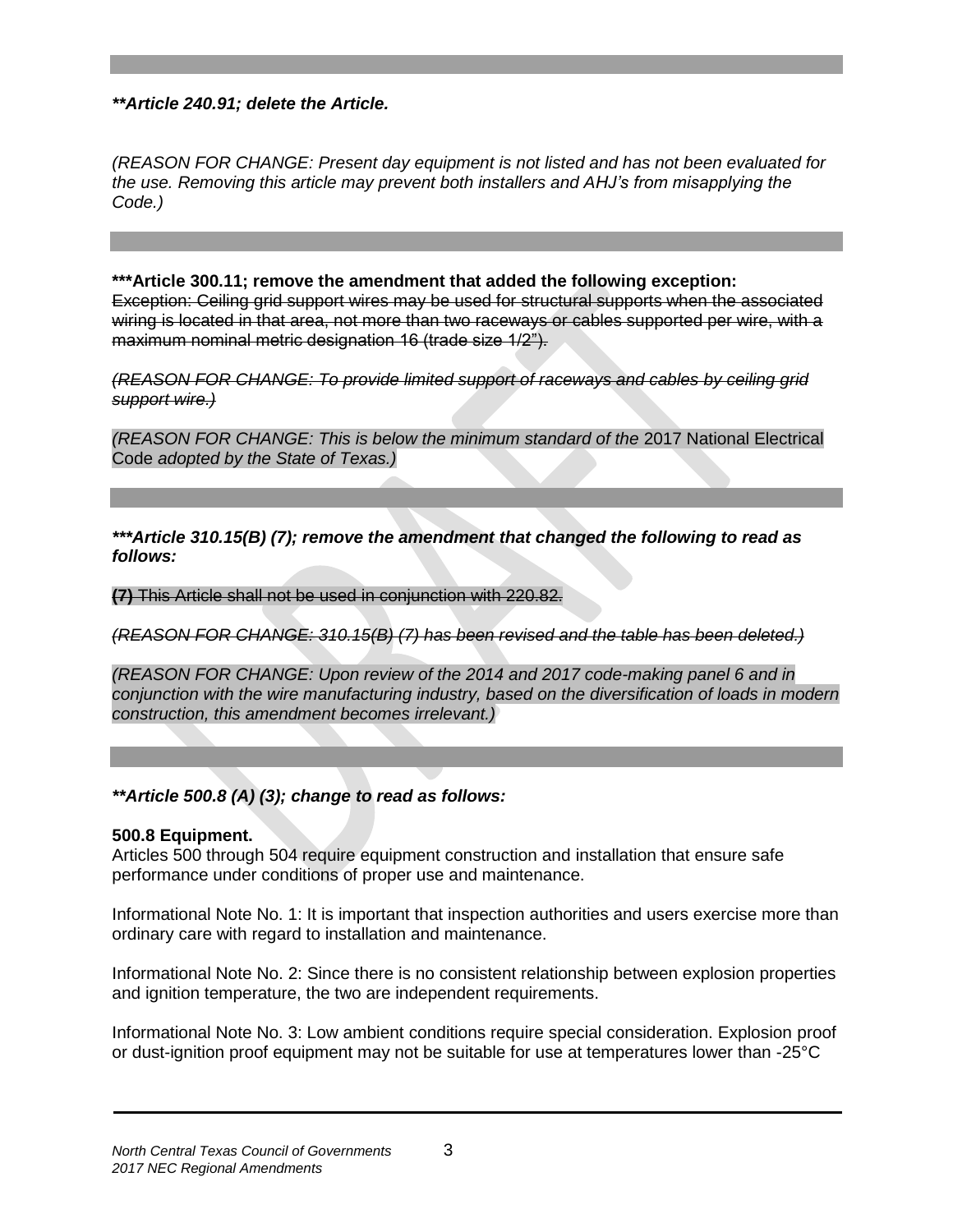***\*\*Article 240.91; delete the Article.***

*(REASON FOR CHANGE: Present day equipment is not listed and has not been evaluated for the use. Removing this article may prevent both installers and AHJ's from misapplying the Code.)*

---

**\*\*\*Article 300.11; remove the amendment that added the following exception:**

~~Exception: Ceiling grid support wires may be used for structural supports when the associated wiring is located in that area, not more than two raceways or cables supported per wire, with a maximum nominal metric designation 16 (trade size 1/2").~~

~~*(REASON FOR CHANGE: To provide limited support of raceways and cables by ceiling grid support wire.)*~~

*(REASON FOR CHANGE: This is below the minimum standard of the* 2017 National Electrical Code *adopted by the State of Texas.)*

---

***\*\*\*Article 310.15(B) (7); remove the amendment that changed the following to read as follows:***

~~**(7)** This Article shall not be used in conjunction with 220.82.~~

~~*(REASON FOR CHANGE: 310.15(B) (7) has been revised and the table has been deleted.)*~~

*(REASON FOR CHANGE: Upon review of the 2014 and 2017 code-making panel 6 and in conjunction with the wire manufacturing industry, based on the diversification of loads in modern construction, this amendment becomes irrelevant.)*

---

***\*\*Article 500.8 (A) (3); change to read as follows:***

**500.8 Equipment.**

Articles 500 through 504 require equipment construction and installation that ensure safe performance under conditions of proper use and maintenance.

Informational Note No. 1: It is important that inspection authorities and users exercise more than ordinary care with regard to installation and maintenance.

Informational Note No. 2: Since there is no consistent relationship between explosion properties and ignition temperature, the two are independent requirements.

Informational Note No. 3: Low ambient conditions require special consideration. Explosion proof or dust-ignition proof equipment may not be suitable for use at temperatures lower than -25°C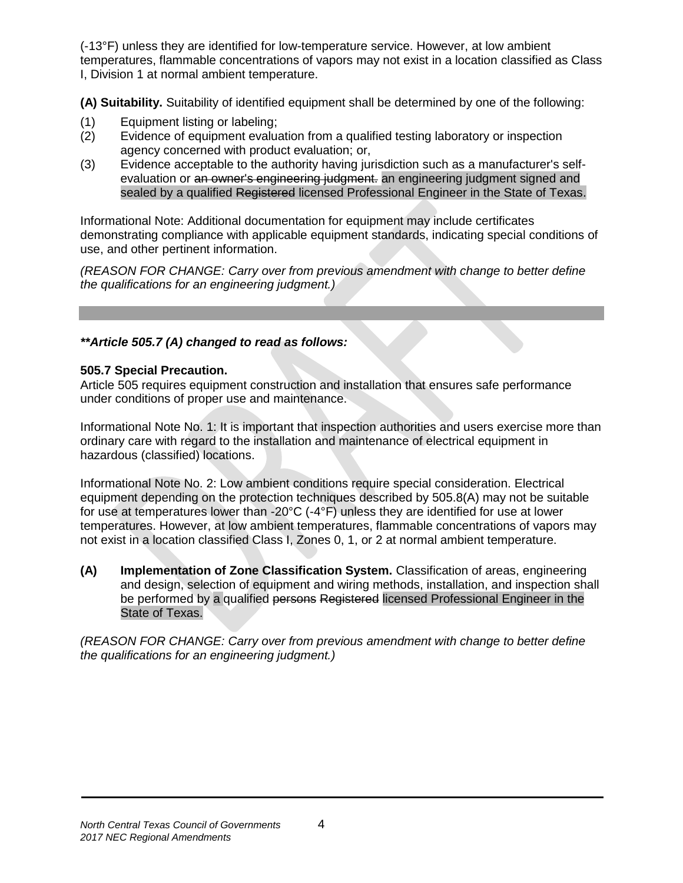(-13°F) unless they are identified for low-temperature service. However, at low ambient temperatures, flammable concentrations of vapors may not exist in a location classified as Class I, Division 1 at normal ambient temperature.

**(A) Suitability.** Suitability of identified equipment shall be determined by one of the following:

(1) Equipment listing or labeling;
(2) Evidence of equipment evaluation from a qualified testing laboratory or inspection agency concerned with product evaluation; or,
(3) Evidence acceptable to the authority having jurisdiction such as a manufacturer's self-evaluation or ~~an owner's engineering judgment.~~ an engineering judgment signed and sealed by a qualified ~~Registered~~ licensed Professional Engineer in the State of Texas.

Informational Note: Additional documentation for equipment may include certificates demonstrating compliance with applicable equipment standards, indicating special conditions of use, and other pertinent information.

*(REASON FOR CHANGE: Carry over from previous amendment with change to better define the qualifications for an engineering judgment.)*

---

***\*\*Article 505.7 (A) changed to read as follows:***

**505.7 Special Precaution.**
Article 505 requires equipment construction and installation that ensures safe performance under conditions of proper use and maintenance.

Informational Note No. 1: It is important that inspection authorities and users exercise more than ordinary care with regard to the installation and maintenance of electrical equipment in hazardous (classified) locations.

Informational Note No. 2: Low ambient conditions require special consideration. Electrical equipment depending on the protection techniques described by 505.8(A) may not be suitable for use at temperatures lower than -20°C (-4°F) unless they are identified for use at lower temperatures. However, at low ambient temperatures, flammable concentrations of vapors may not exist in a location classified Class I, Zones 0, 1, or 2 at normal ambient temperature.

**(A) Implementation of Zone Classification System.** Classification of areas, engineering and design, selection of equipment and wiring methods, installation, and inspection shall be performed by a qualified ~~persons~~ ~~Registered~~ licensed Professional Engineer in the State of Texas.

*(REASON FOR CHANGE: Carry over from previous amendment with change to better define the qualifications for an engineering judgment.)*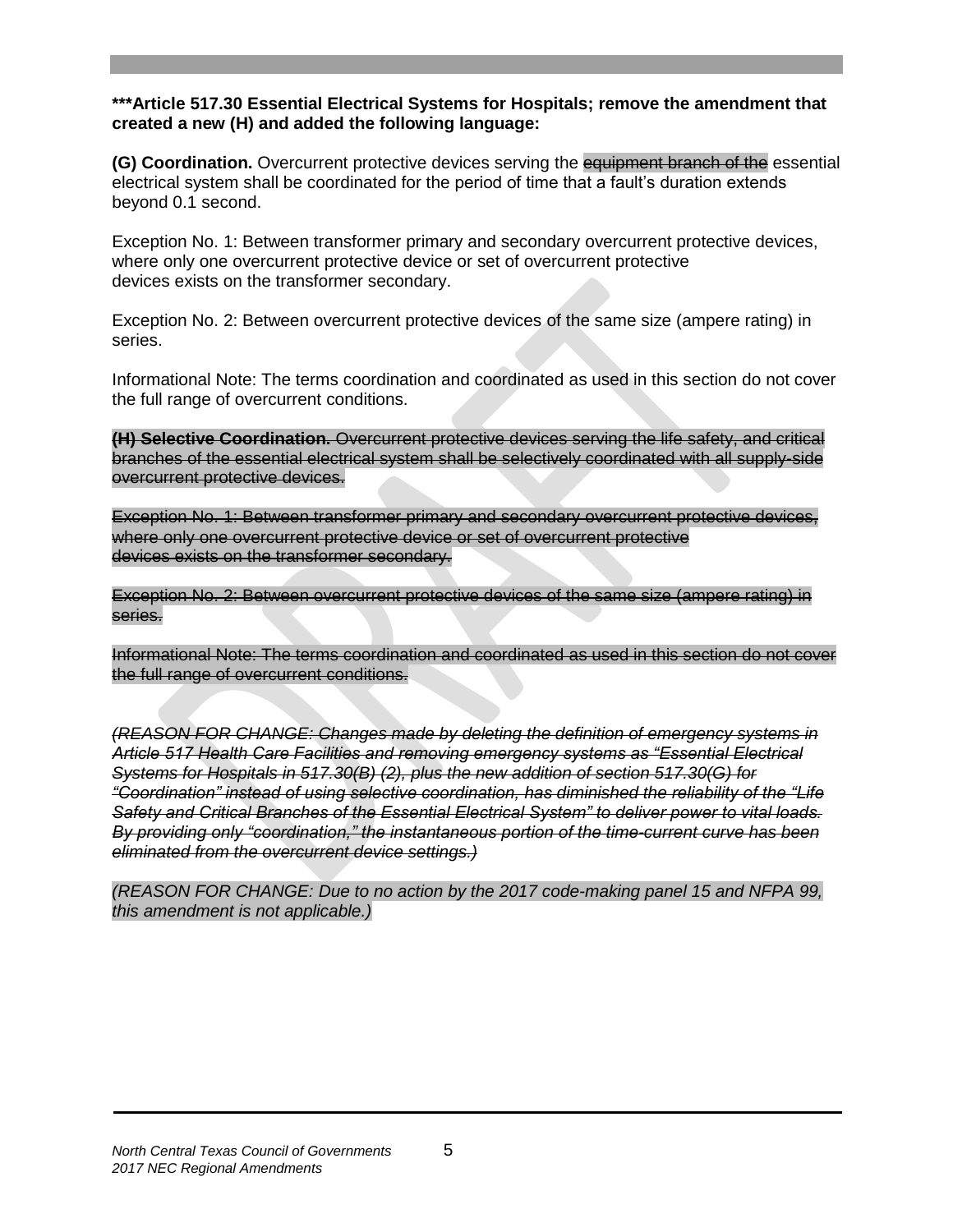**\*\*\*Article 517.30 Essential Electrical Systems for Hospitals; remove the amendment that created a new (H) and added the following language:**

**(G) Coordination.** Overcurrent protective devices serving the ~~equipment branch of the~~ essential electrical system shall be coordinated for the period of time that a fault's duration extends beyond 0.1 second.

Exception No. 1: Between transformer primary and secondary overcurrent protective devices, where only one overcurrent protective device or set of overcurrent protective devices exists on the transformer secondary.

Exception No. 2: Between overcurrent protective devices of the same size (ampere rating) in series.

Informational Note: The terms coordination and coordinated as used in this section do not cover the full range of overcurrent conditions.

~~**(H) Selective Coordination.** Overcurrent protective devices serving the life safety, and critical branches of the essential electrical system shall be selectively coordinated with all supply-side overcurrent protective devices.~~

~~Exception No. 1: Between transformer primary and secondary overcurrent protective devices, where only one overcurrent protective device or set of overcurrent protective devices exists on the transformer secondary.~~

~~Exception No. 2: Between overcurrent protective devices of the same size (ampere rating) in series.~~

~~Informational Note: The terms coordination and coordinated as used in this section do not cover the full range of overcurrent conditions.~~

~~*(REASON FOR CHANGE: Changes made by deleting the definition of emergency systems in Article 517 Health Care Facilities and removing emergency systems as "Essential Electrical Systems for Hospitals in 517.30(B) (2), plus the new addition of section 517.30(G) for "Coordination" instead of using selective coordination, has diminished the reliability of the "Life Safety and Critical Branches of the Essential Electrical System" to deliver power to vital loads. By providing only "coordination," the instantaneous portion of the time-current curve has been eliminated from the overcurrent device settings.)*~~

*(REASON FOR CHANGE: Due to no action by the 2017 code-making panel 15 and NFPA 99, this amendment is not applicable.)*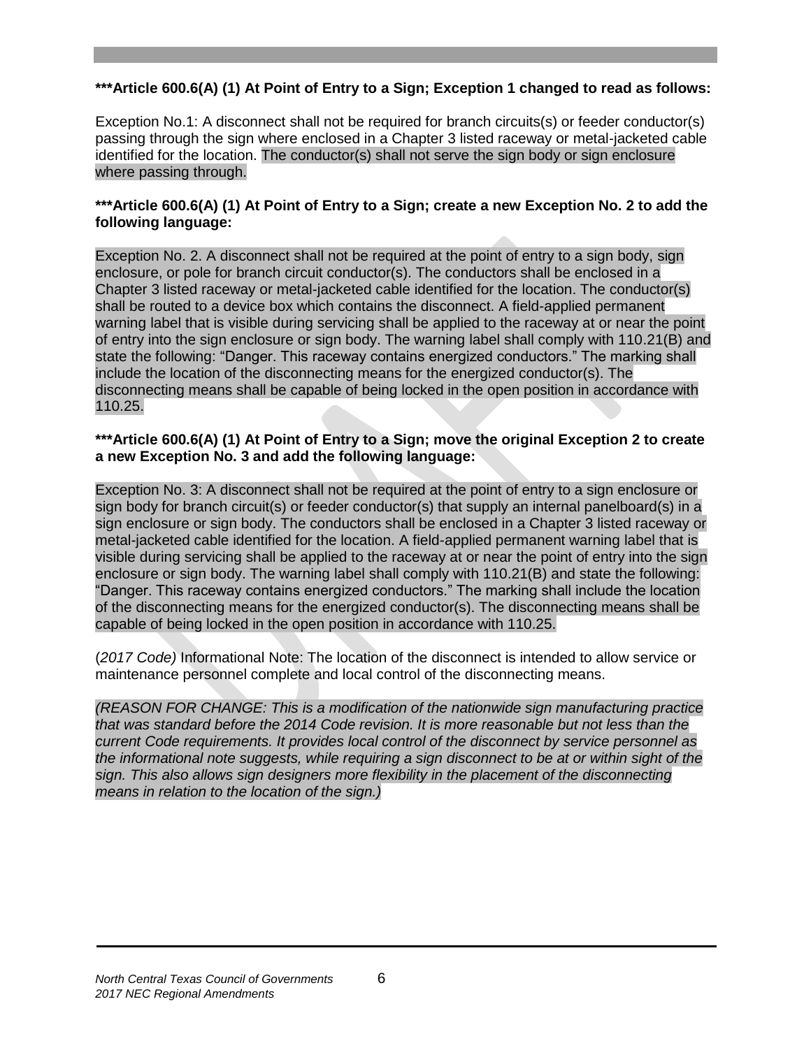**\*\*\*Article 600.6(A) (1) At Point of Entry to a Sign; Exception 1 changed to read as follows:**

Exception No.1: A disconnect shall not be required for branch circuits(s) or feeder conductor(s) passing through the sign where enclosed in a Chapter 3 listed raceway or metal-jacketed cable identified for the location. The conductor(s) shall not serve the sign body or sign enclosure where passing through.

**\*\*\*Article 600.6(A) (1) At Point of Entry to a Sign; create a new Exception No. 2 to add the following language:**

Exception No. 2. A disconnect shall not be required at the point of entry to a sign body, sign enclosure, or pole for branch circuit conductor(s). The conductors shall be enclosed in a Chapter 3 listed raceway or metal-jacketed cable identified for the location. The conductor(s) shall be routed to a device box which contains the disconnect. A field-applied permanent warning label that is visible during servicing shall be applied to the raceway at or near the point of entry into the sign enclosure or sign body. The warning label shall comply with 110.21(B) and state the following: "Danger. This raceway contains energized conductors." The marking shall include the location of the disconnecting means for the energized conductor(s). The disconnecting means shall be capable of being locked in the open position in accordance with 110.25.

**\*\*\*Article 600.6(A) (1) At Point of Entry to a Sign; move the original Exception 2 to create a new Exception No. 3 and add the following language:**

Exception No. 3: A disconnect shall not be required at the point of entry to a sign enclosure or sign body for branch circuit(s) or feeder conductor(s) that supply an internal panelboard(s) in a sign enclosure or sign body. The conductors shall be enclosed in a Chapter 3 listed raceway or metal-jacketed cable identified for the location. A field-applied permanent warning label that is visible during servicing shall be applied to the raceway at or near the point of entry into the sign enclosure or sign body. The warning label shall comply with 110.21(B) and state the following: "Danger. This raceway contains energized conductors." The marking shall include the location of the disconnecting means for the energized conductor(s). The disconnecting means shall be capable of being locked in the open position in accordance with 110.25.

(*2017 Code)* Informational Note: The location of the disconnect is intended to allow service or maintenance personnel complete and local control of the disconnecting means.

*(REASON FOR CHANGE: This is a modification of the nationwide sign manufacturing practice that was standard before the 2014 Code revision. It is more reasonable but not less than the current Code requirements. It provides local control of the disconnect by service personnel as the informational note suggests, while requiring a sign disconnect to be at or within sight of the sign. This also allows sign designers more flexibility in the placement of the disconnecting means in relation to the location of the sign.)*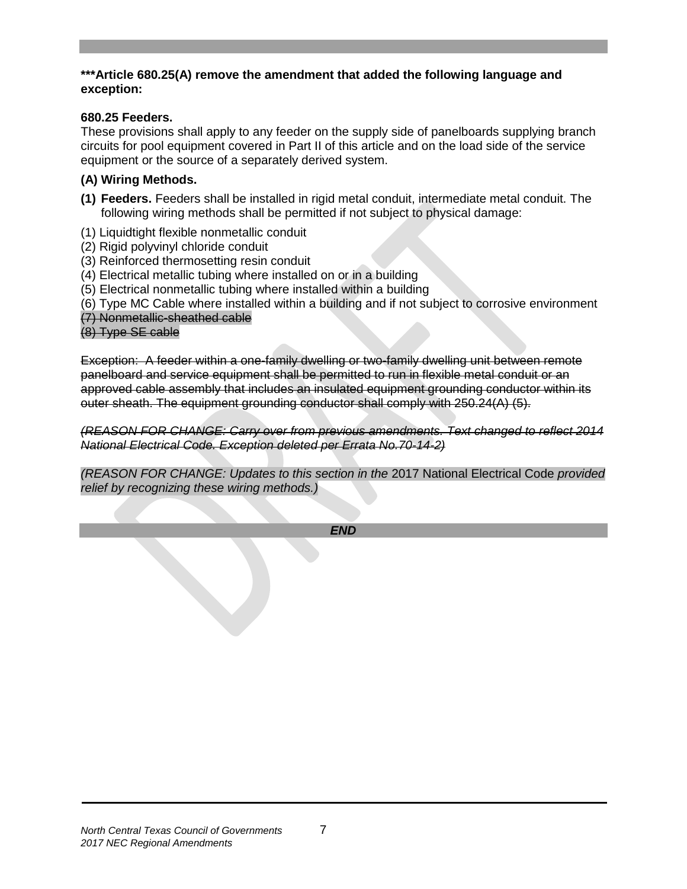**\*\*\*Article 680.25(A) remove the amendment that added the following language and exception:**

**680.25 Feeders.**
These provisions shall apply to any feeder on the supply side of panelboards supplying branch circuits for pool equipment covered in Part II of this article and on the load side of the service equipment or the source of a separately derived system.

**(A) Wiring Methods.**

**(1) Feeders.** Feeders shall be installed in rigid metal conduit, intermediate metal conduit. The following wiring methods shall be permitted if not subject to physical damage:

(1) Liquidtight flexible nonmetallic conduit
(2) Rigid polyvinyl chloride conduit
(3) Reinforced thermosetting resin conduit
(4) Electrical metallic tubing where installed on or in a building
(5) Electrical nonmetallic tubing where installed within a building
(6) Type MC Cable where installed within a building and if not subject to corrosive environment
~~(7) Nonmetallic-sheathed cable~~
~~(8) Type SE cable~~

~~Exception: A feeder within a one-family dwelling or two-family dwelling unit between remote panelboard and service equipment shall be permitted to run in flexible metal conduit or an approved cable assembly that includes an insulated equipment grounding conductor within its outer sheath. The equipment grounding conductor shall comply with 250.24(A) (5).~~

~~*(REASON FOR CHANGE: Carry over from previous amendments. Text changed to reflect 2014 National Electrical Code. Exception deleted per Errata No.70-14-2)*~~

*(REASON FOR CHANGE: Updates to this section in the* 2017 National Electrical Code *provided relief by recognizing these wiring methods.)*

***END***